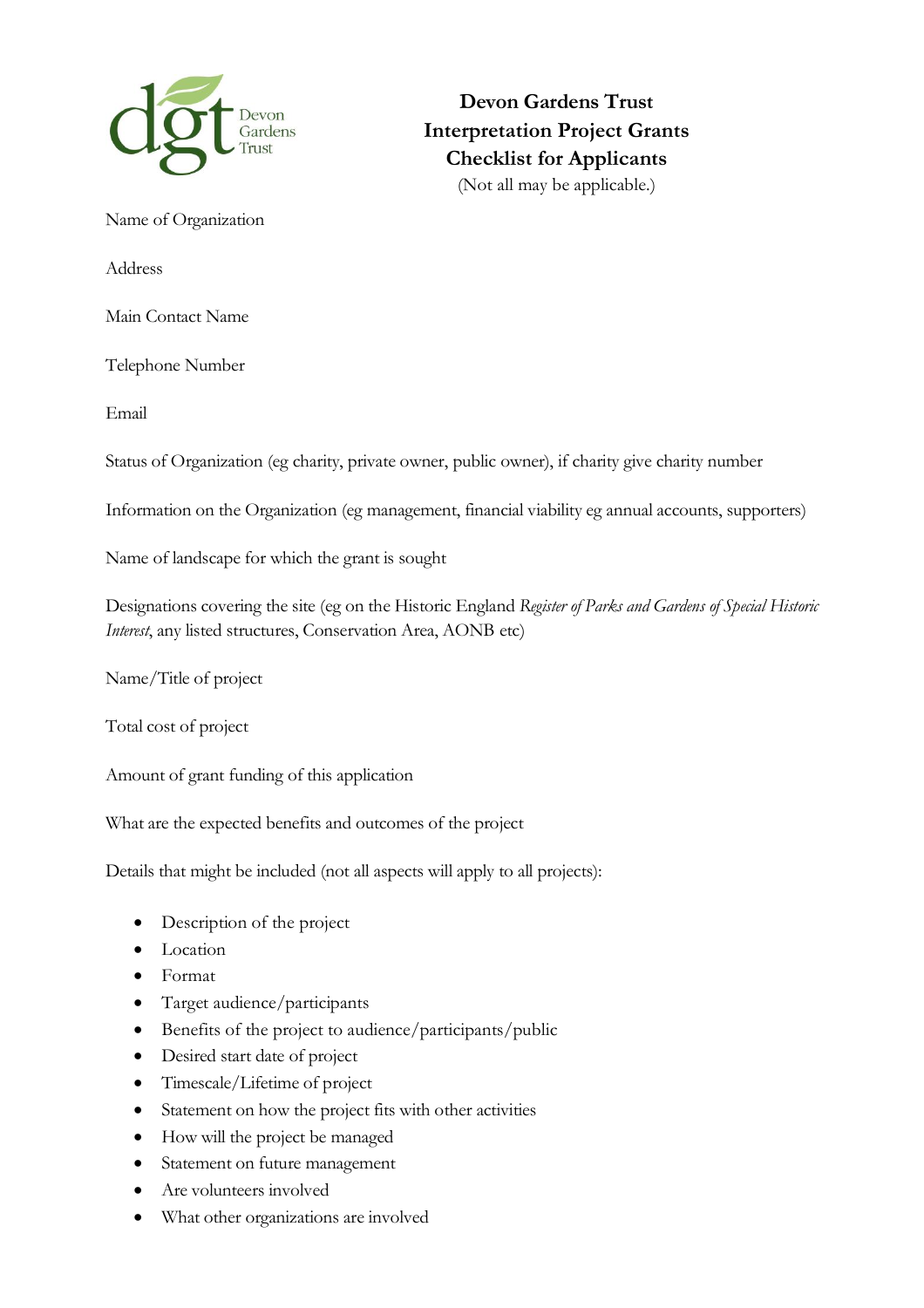# Devon Gardens Trust
## Interpretation Project Grants
## Checklist for Applicants

(Not all may be applicable.)

Name of Organization

Address

Main Contact Name

Telephone Number

Email

Status of Organization (eg charity, private owner, public owner), if charity give charity number

Information on the Organization (eg management, financial viability eg annual accounts, supporters)

Name of landscape for which the grant is sought

Designations covering the site (eg on the Historic England *Register of Parks and Gardens of Special Historic Interest*, any listed structures, Conservation Area, AONB etc)

Name/Title of project

Total cost of project

Amount of grant funding of this application

What are the expected benefits and outcomes of the project

Details that might be included (not all aspects will apply to all projects):

- Description of the project
- Location
- Format
- Target audience/participants
- Benefits of the project to audience/participants/public
- Desired start date of project
- Timescale/Lifetime of project
- Statement on how the project fits with other activities
- How will the project be managed
- Statement on future management
- Are volunteers involved
- What other organizations are involved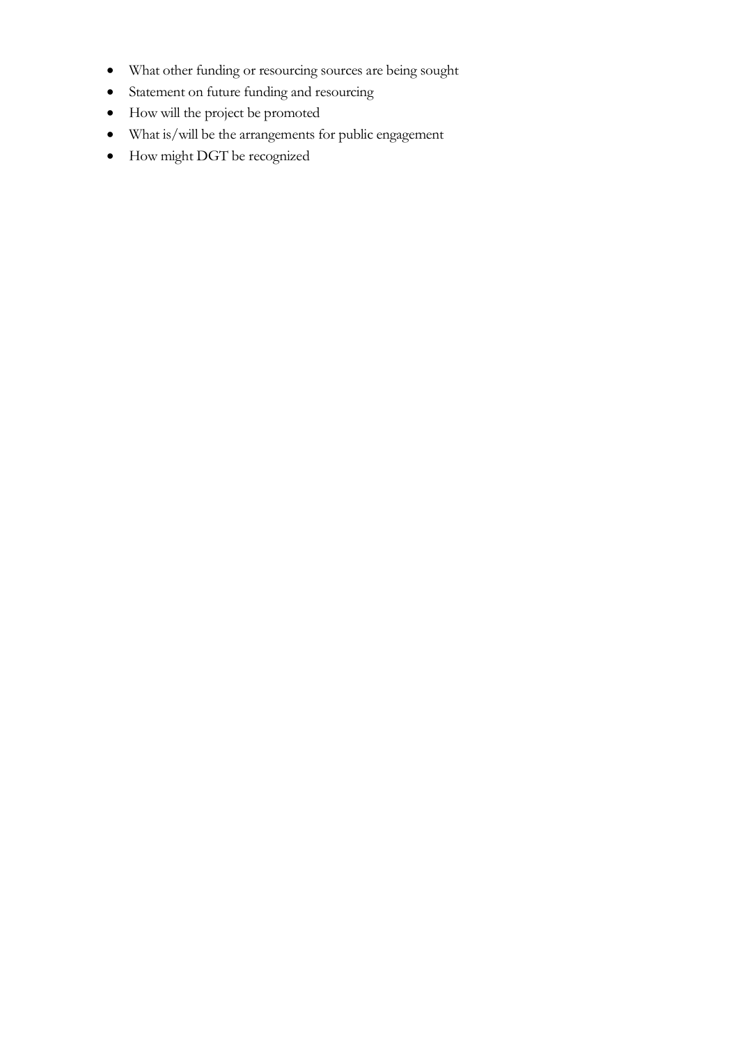- What other funding or resourcing sources are being sought
- Statement on future funding and resourcing
- How will the project be promoted
- What is/will be the arrangements for public engagement
- How might DGT be recognized